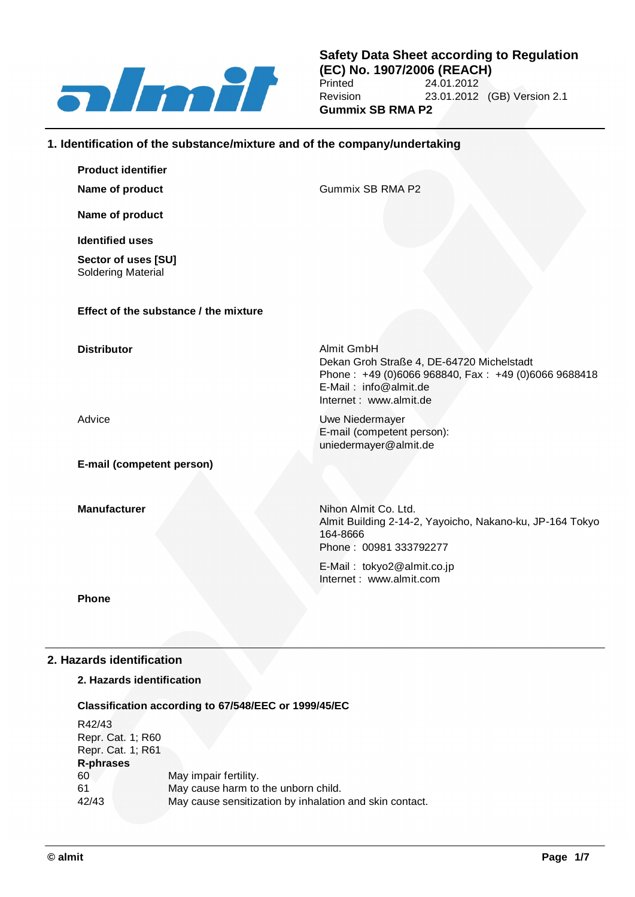**Safety Data Sheet according to Regulation (EC) No. 1907/2006 (REACH)**
Printed 24.01.2012
Revision 23.01.2012 (GB) Version 2.1
**Gummix SB RMA P2**

## 1. Identification of the substance/mixture and of the company/undertaking

**Product identifier**

| | |
|---|---|
| **Name of product** | Gummix SB RMA P2 |
| **Name of product** | |

**Identified uses**

**Sector of uses [SU]**
Soldering Material

**Effect of the substance / the mixture**

| | |
|---|---|
| **Distributor** | Almit GmbH<br>Dekan Groh Straße 4, DE-64720 Michelstadt<br>Phone : +49 (0)6066 968840, Fax : +49 (0)6066 9688418<br>E-Mail : info@almit.de<br>Internet : www.almit.de |
| Advice | Uwe Niedermayer<br>E-mail (competent person):<br>uniedermayer@almit.de |
| **E-mail (competent person)** | |
| **Manufacturer** | Nihon Almit Co. Ltd.<br>Almit Building 2-14-2, Yayoicho, Nakano-ku, JP-164 Tokyo 164-8666<br>Phone : 00981 333792277<br>E-Mail : tokyo2@almit.co.jp<br>Internet : www.almit.com |
| **Phone** | |

## 2. Hazards identification

**2. Hazards identification**

**Classification according to 67/548/EEC or 1999/45/EC**

R42/43
Repr. Cat. 1; R60
Repr. Cat. 1; R61

**R-phrases**

| | |
|---|---|
| 60 | May impair fertility. |
| 61 | May cause harm to the unborn child. |
| 42/43 | May cause sensitization by inhalation and skin contact. |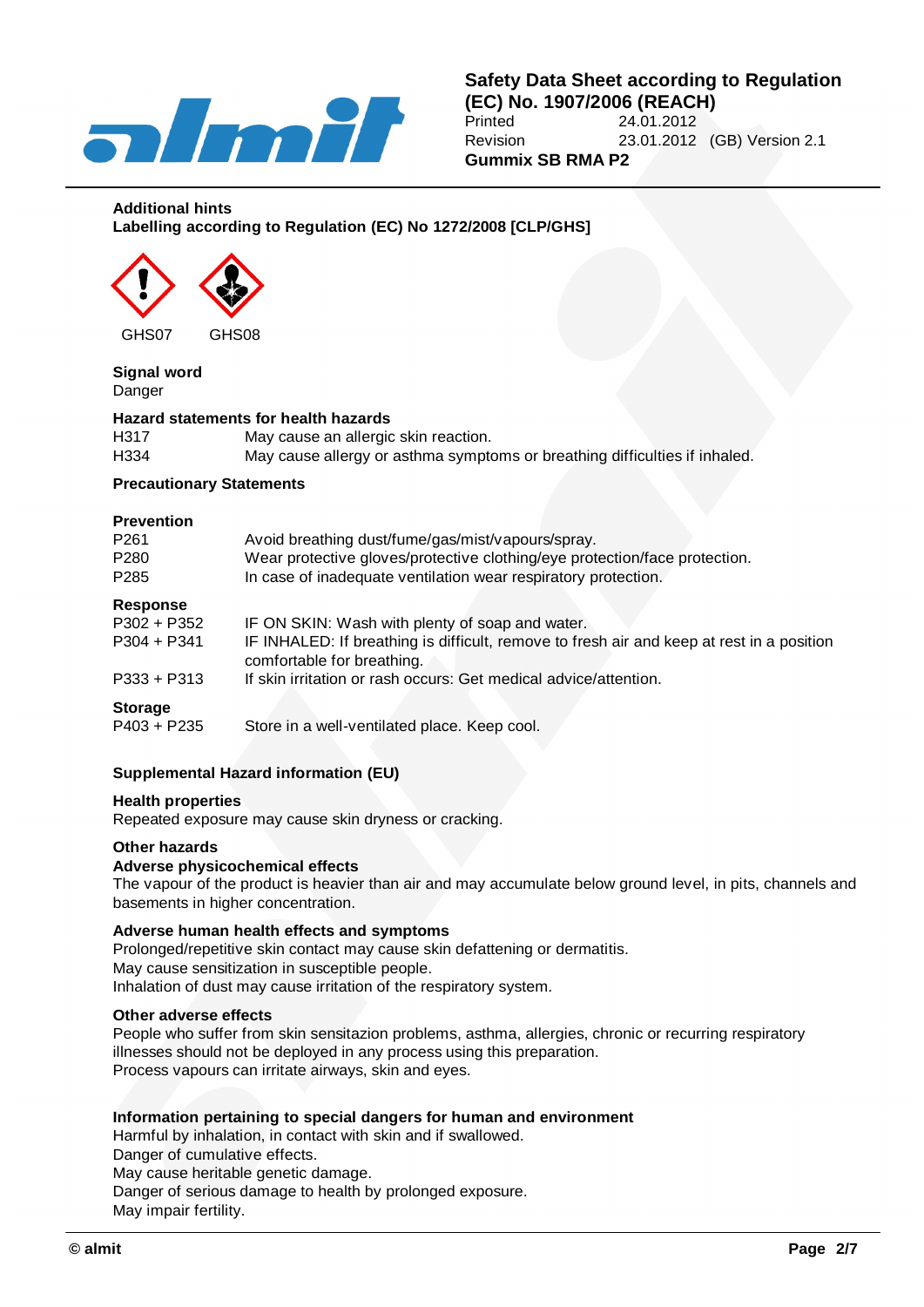**Additional hints**

**Labelling according to Regulation (EC) No 1272/2008 [CLP/GHS]**

GHS07 GHS08

**Signal word**

Danger

**Hazard statements for health hazards**

| | |
|---|---|
| H317 | May cause an allergic skin reaction. |
| H334 | May cause allergy or asthma symptoms or breathing difficulties if inhaled. |

**Precautionary Statements**

**Prevention**

| | |
|---|---|
| P261 | Avoid breathing dust/fume/gas/mist/vapours/spray. |
| P280 | Wear protective gloves/protective clothing/eye protection/face protection. |
| P285 | In case of inadequate ventilation wear respiratory protection. |

**Response**

| | |
|---|---|
| P302 + P352 | IF ON SKIN: Wash with plenty of soap and water. |
| P304 + P341 | IF INHALED: If breathing is difficult, remove to fresh air and keep at rest in a position comfortable for breathing. |
| P333 + P313 | If skin irritation or rash occurs: Get medical advice/attention. |

**Storage**

| | |
|---|---|
| P403 + P235 | Store in a well-ventilated place. Keep cool. |

**Supplemental Hazard information (EU)**

**Health properties**

Repeated exposure may cause skin dryness or cracking.

**Other hazards**

**Adverse physicochemical effects**

The vapour of the product is heavier than air and may accumulate below ground level, in pits, channels and basements in higher concentration.

**Adverse human health effects and symptoms**

Prolonged/repetitive skin contact may cause skin defattening or dermatitis.
May cause sensitization in susceptible people.
Inhalation of dust may cause irritation of the respiratory system.

**Other adverse effects**

People who suffer from skin sensitazion problems, asthma, allergies, chronic or recurring respiratory illnesses should not be deployed in any process using this preparation.
Process vapours can irritate airways, skin and eyes.

**Information pertaining to special dangers for human and environment**

Harmful by inhalation, in contact with skin and if swallowed.
Danger of cumulative effects.
May cause heritable genetic damage.
Danger of serious damage to health by prolonged exposure.
May impair fertility.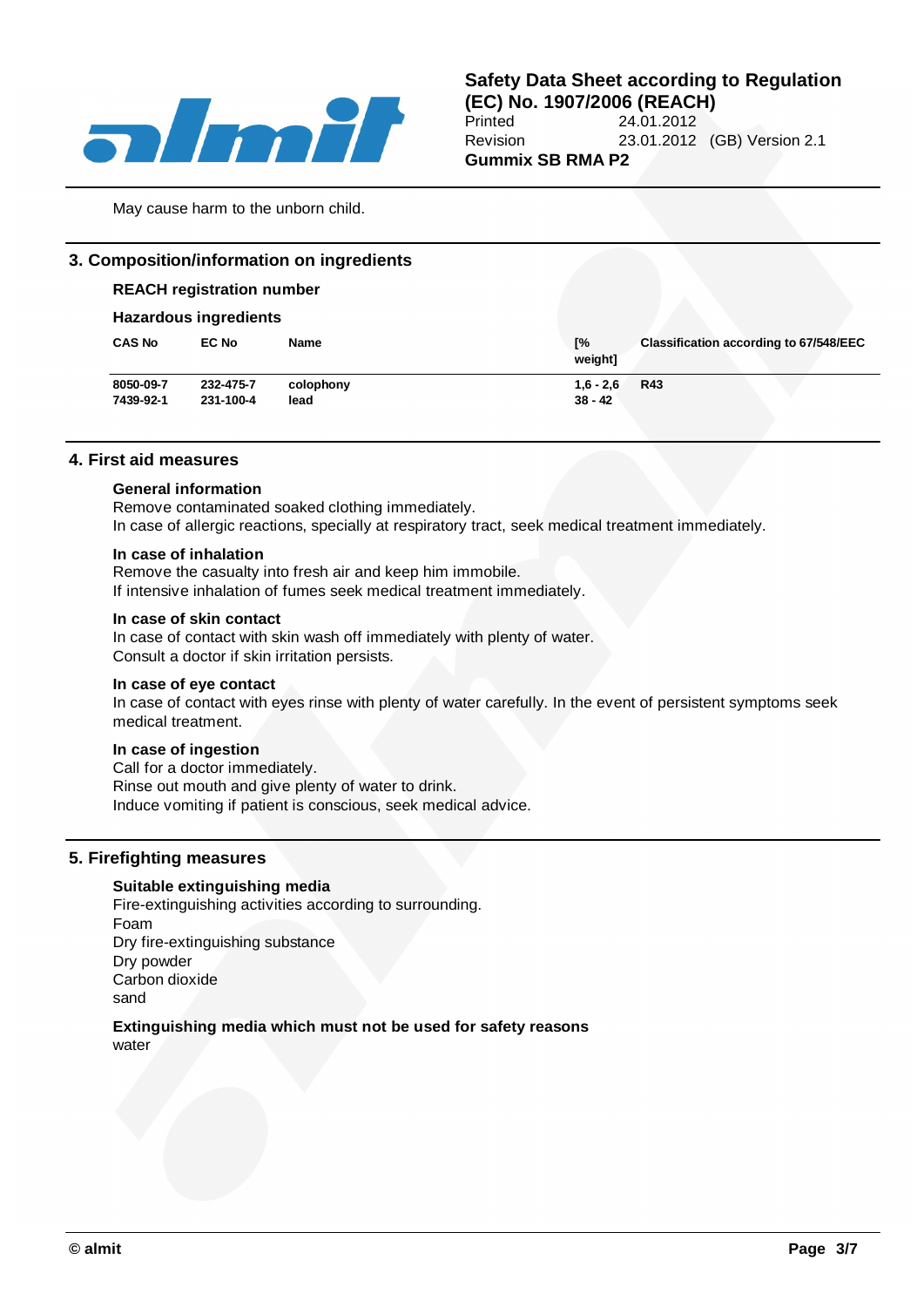May cause harm to the unborn child.

## 3. Composition/information on ingredients

### REACH registration number

### Hazardous ingredients

| CAS No | EC No | Name | [% weight] | Classification according to 67/548/EEC |
|---|---|---|---|---|
| 8050-09-7 | 232-475-7 | colophony | 1,6 - 2,6 | R43 |
| 7439-92-1 | 231-100-4 | lead | 38 - 42 | |

## 4. First aid measures

### General information

Remove contaminated soaked clothing immediately.
In case of allergic reactions, specially at respiratory tract, seek medical treatment immediately.

### In case of inhalation

Remove the casualty into fresh air and keep him immobile.
If intensive inhalation of fumes seek medical treatment immediately.

### In case of skin contact

In case of contact with skin wash off immediately with plenty of water.
Consult a doctor if skin irritation persists.

### In case of eye contact

In case of contact with eyes rinse with plenty of water carefully. In the event of persistent symptoms seek medical treatment.

### In case of ingestion

Call for a doctor immediately.
Rinse out mouth and give plenty of water to drink.
Induce vomiting if patient is conscious, seek medical advice.

## 5. Firefighting measures

### Suitable extinguishing media

Fire-extinguishing activities according to surrounding.
Foam
Dry fire-extinguishing substance
Dry powder
Carbon dioxide
sand

### Extinguishing media which must not be used for safety reasons

water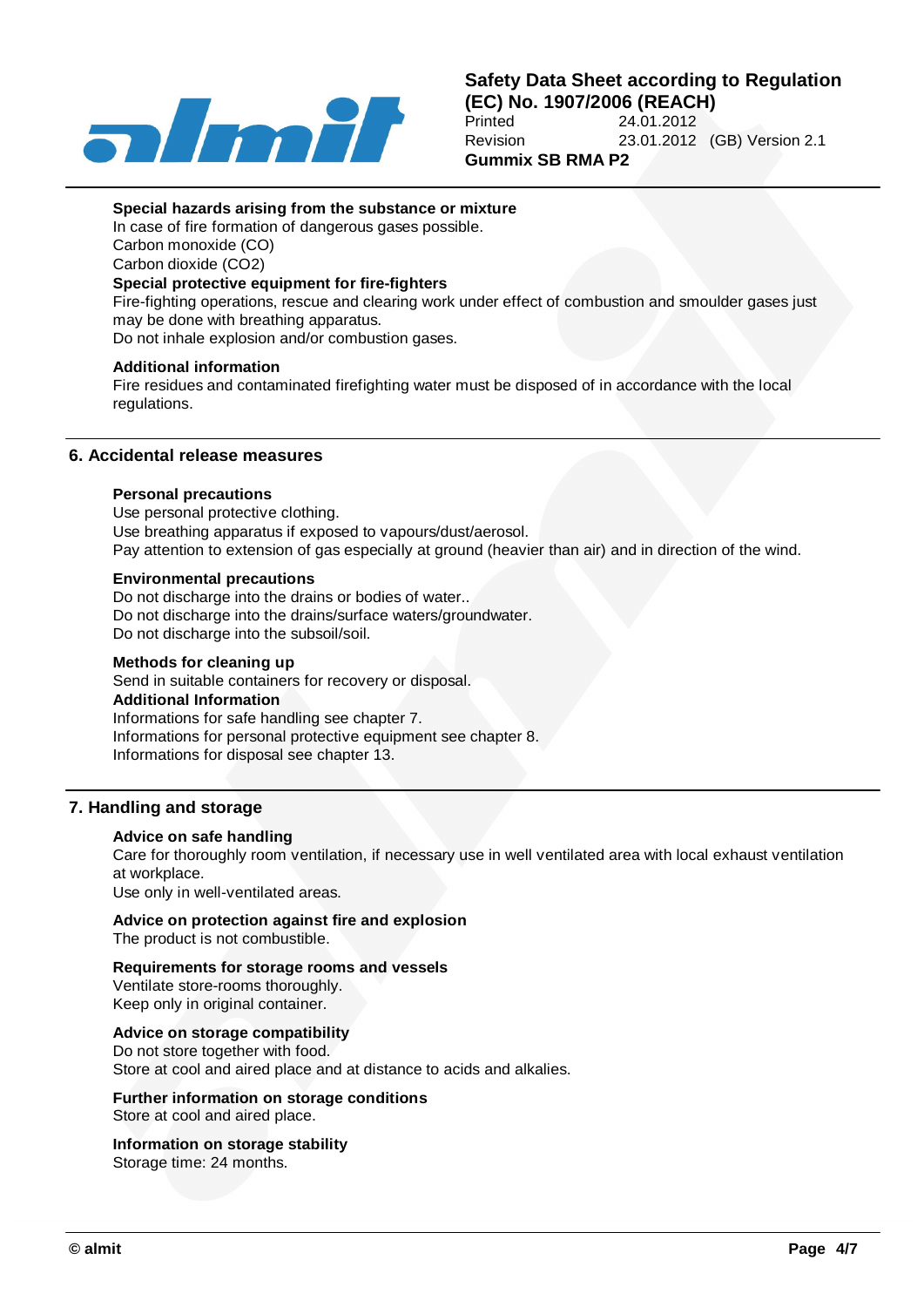#### Special hazards arising from the substance or mixture

In case of fire formation of dangerous gases possible.
Carbon monoxide (CO)
Carbon dioxide (CO2)

#### Special protective equipment for fire-fighters

Fire-fighting operations, rescue and clearing work under effect of combustion and smoulder gases just may be done with breathing apparatus.
Do not inhale explosion and/or combustion gases.

#### Additional information

Fire residues and contaminated firefighting water must be disposed of in accordance with the local regulations.

## 6. Accidental release measures

#### Personal precautions

Use personal protective clothing.
Use breathing apparatus if exposed to vapours/dust/aerosol.
Pay attention to extension of gas especially at ground (heavier than air) and in direction of the wind.

#### Environmental precautions

Do not discharge into the drains or bodies of water..
Do not discharge into the drains/surface waters/groundwater.
Do not discharge into the subsoil/soil.

#### Methods for cleaning up

Send in suitable containers for recovery or disposal.

#### Additional Information

Informations for safe handling see chapter 7.
Informations for personal protective equipment see chapter 8.
Informations for disposal see chapter 13.

## 7. Handling and storage

#### Advice on safe handling

Care for thoroughly room ventilation, if necessary use in well ventilated area with local exhaust ventilation at workplace.
Use only in well-ventilated areas.

#### Advice on protection against fire and explosion

The product is not combustible.

#### Requirements for storage rooms and vessels

Ventilate store-rooms thoroughly.
Keep only in original container.

#### Advice on storage compatibility

Do not store together with food.
Store at cool and aired place and at distance to acids and alkalies.

#### Further information on storage conditions

Store at cool and aired place.

#### Information on storage stability

Storage time: 24 months.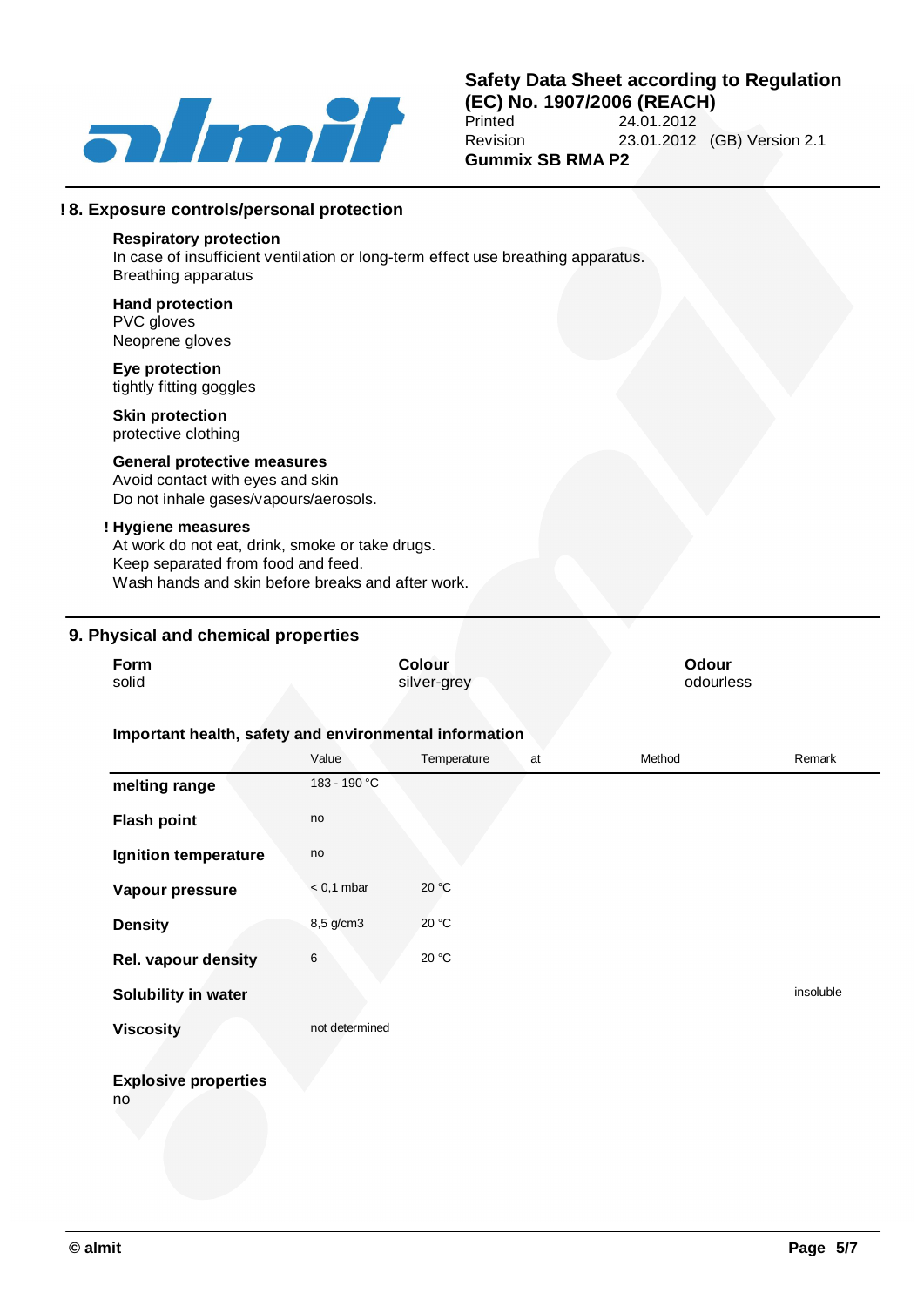## ! 8. Exposure controls/personal protection

**Respiratory protection**
In case of insufficient ventilation or long-term effect use breathing apparatus.
Breathing apparatus

**Hand protection**
PVC gloves
Neoprene gloves

**Eye protection**
tightly fitting goggles

**Skin protection**
protective clothing

**General protective measures**
Avoid contact with eyes and skin
Do not inhale gases/vapours/aerosols.

**! Hygiene measures**
At work do not eat, drink, smoke or take drugs.
Keep separated from food and feed.
Wash hands and skin before breaks and after work.

## 9. Physical and chemical properties

| Form | Colour | Odour |
|---|---|---|
| solid | silver-grey | odourless |

**Important health, safety and environmental information**

| | Value | Temperature | at | Method | Remark |
|---|---|---|---|---|---|
| **melting range** | 183 - 190 °C | | | | |
| **Flash point** | no | | | | |
| **Ignition temperature** | no | | | | |
| **Vapour pressure** | < 0,1 mbar | 20 °C | | | |
| **Density** | 8,5 g/cm3 | 20 °C | | | |
| **Rel. vapour density** | 6 | 20 °C | | | |
| **Solubility in water** | | | | | insoluble |
| **Viscosity** | not determined | | | | |

**Explosive properties**
no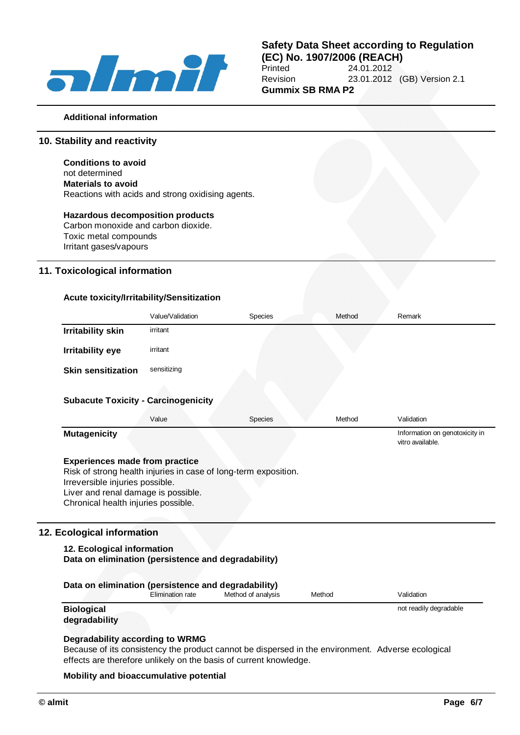**Additional information**

## 10. Stability and reactivity

**Conditions to avoid**
not determined
**Materials to avoid**
Reactions with acids and strong oxidising agents.

**Hazardous decomposition products**
Carbon monoxide and carbon dioxide.
Toxic metal compounds
Irritant gases/vapours

## 11. Toxicological information

**Acute toxicity/Irritability/Sensitization**

| | Value/Validation | Species | Method | Remark |
|---|---|---|---|---|
| **Irritability skin** | irritant | | | |
| **Irritability eye** | irritant | | | |
| **Skin sensitization** | sensitizing | | | |

**Subacute Toxicity - Carcinogenicity**

| | Value | Species | Method | Validation |
|---|---|---|---|---|
| **Mutagenicity** | | | | Information on genotoxicity in vitro available. |

**Experiences made from practice**
Risk of strong health injuries in case of long-term exposition.
Irreversible injuries possible.
Liver and renal damage is possible.
Chronical health injuries possible.

## 12. Ecological information

**12. Ecological information**
**Data on elimination (persistence and degradability)**

**Data on elimination (persistence and degradability)**

| | Elimination rate | Method of analysis | Method | Validation |
|---|---|---|---|---|
| **Biological degradability** | | | | not readily degradable |

**Degradability according to WRMG**
Because of its consistency the product cannot be dispersed in the environment. Adverse ecological effects are therefore unlikely on the basis of current knowledge.

**Mobility and bioaccumulative potential**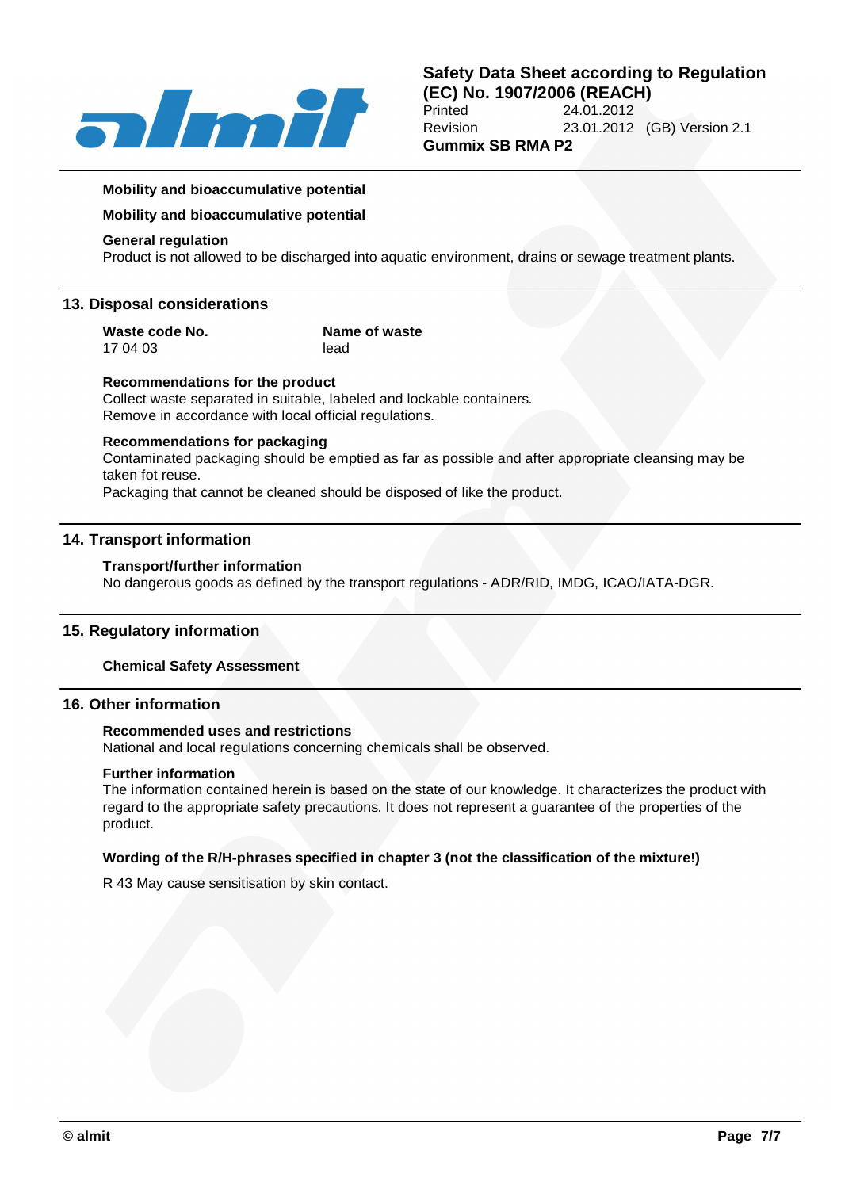**Mobility and bioaccumulative potential**

**Mobility and bioaccumulative potential**

**General regulation**
Product is not allowed to be discharged into aquatic environment, drains or sewage treatment plants.

## 13. Disposal considerations

| Waste code No. | Name of waste |
|---|---|
| 17 04 03 | lead |

**Recommendations for the product**
Collect waste separated in suitable, labeled and lockable containers.
Remove in accordance with local official regulations.

**Recommendations for packaging**
Contaminated packaging should be emptied as far as possible and after appropriate cleansing may be taken fot reuse.
Packaging that cannot be cleaned should be disposed of like the product.

## 14. Transport information

**Transport/further information**
No dangerous goods as defined by the transport regulations - ADR/RID, IMDG, ICAO/IATA-DGR.

## 15. Regulatory information

**Chemical Safety Assessment**

## 16. Other information

**Recommended uses and restrictions**
National and local regulations concerning chemicals shall be observed.

**Further information**
The information contained herein is based on the state of our knowledge. It characterizes the product with regard to the appropriate safety precautions. It does not represent a guarantee of the properties of the product.

**Wording of the R/H-phrases specified in chapter 3 (not the classification of the mixture!)**

R 43 May cause sensitisation by skin contact.